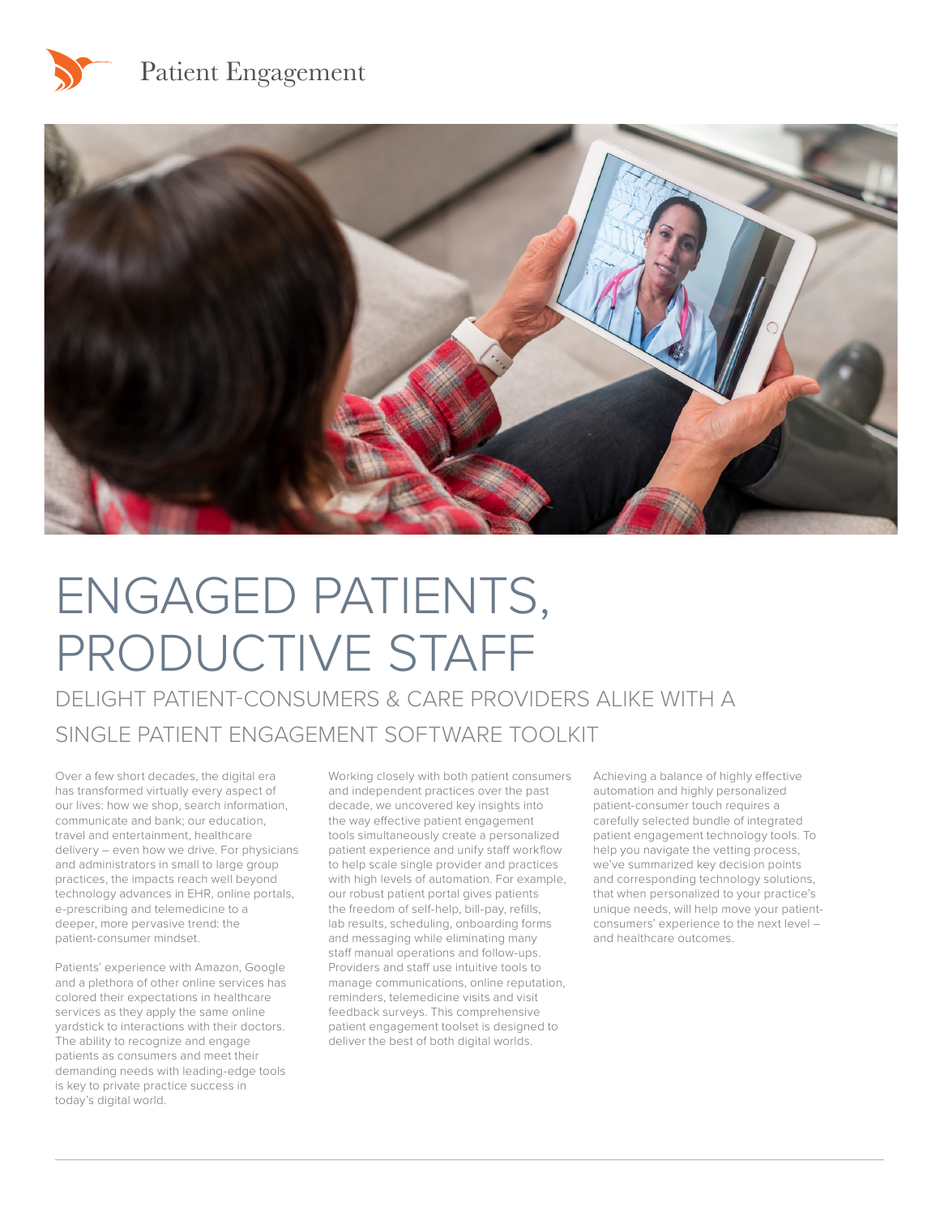Patient Engagement

# ENGAGED PATIENTS, PRODUCTIVE STAFF

## DELIGHT PATIENT-CONSUMERS & CARE PROVIDERS ALIKE WITH A SINGLE PATIENT ENGAGEMENT SOFTWARE TOOLKIT

Over a few short decades, the digital era has transformed virtually every aspect of our lives: how we shop, search information, communicate and bank; our education, travel and entertainment, healthcare delivery – even how we drive. For physicians and administrators in small to large group practices, the impacts reach well beyond technology advances in EHR, online portals, e-prescribing and telemedicine to a deeper, more pervasive trend: the patient-consumer mindset.

Patients' experience with Amazon, Google and a plethora of other online services has colored their expectations in healthcare services as they apply the same online yardstick to interactions with their doctors. The ability to recognize and engage patients as consumers and meet their demanding needs with leading-edge tools is key to private practice success in today's digital world.

Working closely with both patient consumers and independent practices over the past decade, we uncovered key insights into the way effective patient engagement tools simultaneously create a personalized patient experience and unify staff workflow to help scale single provider and practices with high levels of automation. For example, our robust patient portal gives patients the freedom of self-help, bill-pay, refills, lab results, scheduling, onboarding forms and messaging while eliminating many staff manual operations and follow-ups. Providers and staff use intuitive tools to manage communications, online reputation, reminders, telemedicine visits and visit feedback surveys. This comprehensive patient engagement toolset is designed to deliver the best of both digital worlds.

Achieving a balance of highly effective automation and highly personalized patient-consumer touch requires a carefully selected bundle of integrated patient engagement technology tools. To help you navigate the vetting process, we've summarized key decision points and corresponding technology solutions, that when personalized to your practice's unique needs, will help move your patient-consumers' experience to the next level – and healthcare outcomes.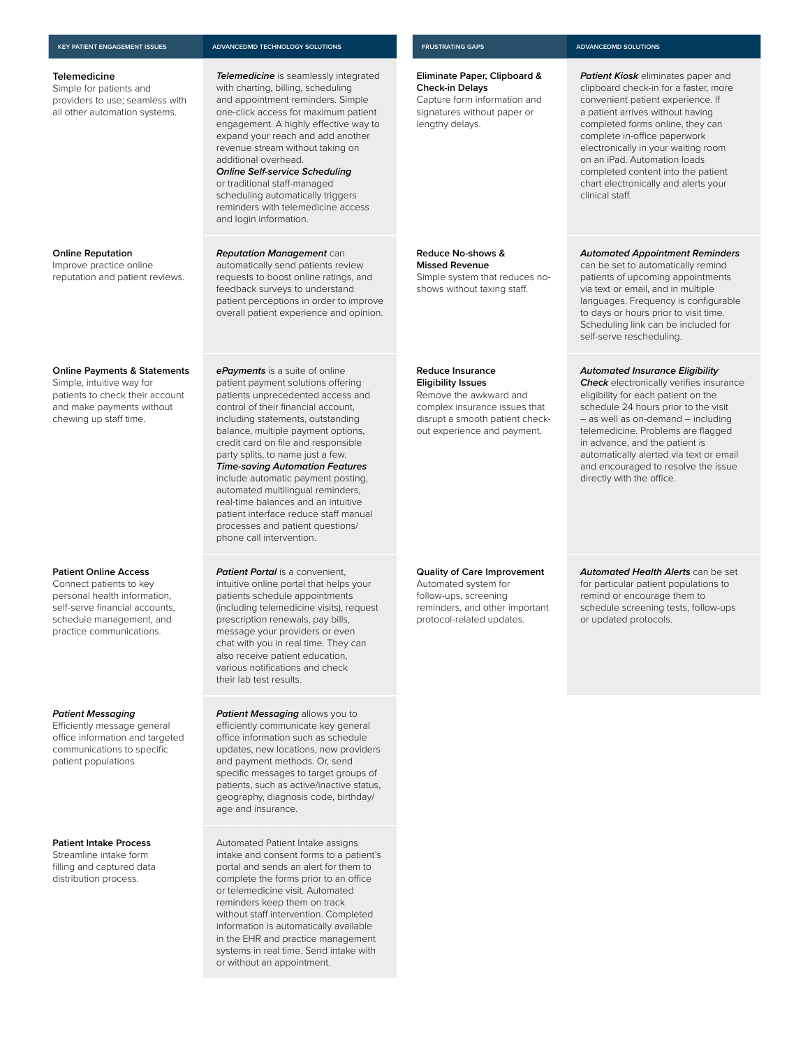| KEY PATIENT ENGAGEMENT ISSUES | ADVANCEDMD TECHNOLOGY SOLUTIONS |
|---|---|
| **Telemedicine**<br>Simple for patients and providers to use; seamless with all other automation systems. | ***Telemedicine*** is seamlessly integrated with charting, billing, scheduling and appointment reminders. Simple one-click access for maximum patient engagement. A highly effective way to expand your reach and add another revenue stream without taking on additional overhead.<br>***Online Self-service Scheduling*** or traditional staff-managed scheduling automatically triggers reminders with telemedicine access and login information. |
| **Online Reputation**<br>Improve practice online reputation and patient reviews. | ***Reputation Management*** can automatically send patients review requests to boost online ratings, and feedback surveys to understand patient perceptions in order to improve overall patient experience and opinion. |
| **Online Payments & Statements**<br>Simple, intuitive way for patients to check their account and make payments without chewing up staff time. | ***ePayments*** is a suite of online patient payment solutions offering patients unprecedented access and control of their financial account, including statements, outstanding balance, multiple payment options, credit card on file and responsible party splits, to name just a few.<br>***Time-saving Automation Features*** include automatic payment posting, automated multilingual reminders, real-time balances and an intuitive patient interface reduce staff manual processes and patient questions/ phone call intervention. |
| **Patient Online Access**<br>Connect patients to key personal health information, self-serve financial accounts, schedule management, and practice communications. | ***Patient Portal*** is a convenient, intuitive online portal that helps your patients schedule appointments (including telemedicine visits), request prescription renewals, pay bills, message your providers or even chat with you in real time. They can also receive patient education, various notifications and check their lab test results. |
| ***Patient Messaging***<br>Efficiently message general office information and targeted communications to specific patient populations. | ***Patient Messaging*** allows you to efficiently communicate key general office information such as schedule updates, new locations, new providers and payment methods. Or, send specific messages to target groups of patients, such as active/inactive status, geography, diagnosis code, birthday/ age and insurance. |
| **Patient Intake Process**<br>Streamline intake form filling and captured data distribution process. | Automated Patient Intake assigns intake and consent forms to a patient's portal and sends an alert for them to complete the forms prior to an office or telemedicine visit. Automated reminders keep them on track without staff intervention. Completed information is automatically available in the EHR and practice management systems in real time. Send intake with or without an appointment. |

| FRUSTRATING GAPS | ADVANCEDMD SOLUTIONS |
|---|---|
| **Eliminate Paper, Clipboard & Check-in Delays**<br>Capture form information and signatures without paper or lengthy delays. | ***Patient Kiosk*** eliminates paper and clipboard check-in for a faster, more convenient patient experience. If a patient arrives without having completed forms online, they can complete in-office paperwork electronically in your waiting room on an iPad. Automation loads completed content into the patient chart electronically and alerts your clinical staff. |
| **Reduce No-shows & Missed Revenue**<br>Simple system that reduces no-shows without taxing staff. | ***Automated Appointment Reminders*** can be set to automatically remind patients of upcoming appointments via text or email, and in multiple languages. Frequency is configurable to days or hours prior to visit time. Scheduling link can be included for self-serve rescheduling. |
| **Reduce Insurance Eligibility Issues**<br>Remove the awkward and complex insurance issues that disrupt a smooth patient check-out experience and payment. | ***Automated Insurance Eligibility Check*** electronically verifies insurance eligibility for each patient on the schedule 24 hours prior to the visit – as well as on-demand – including telemedicine. Problems are flagged in advance, and the patient is automatically alerted via text or email and encouraged to resolve the issue directly with the office. |
| **Quality of Care Improvement**<br>Automated system for follow-ups, screening reminders, and other important protocol-related updates. | ***Automated Health Alerts*** can be set for particular patient populations to remind or encourage them to schedule screening tests, follow-ups or updated protocols. |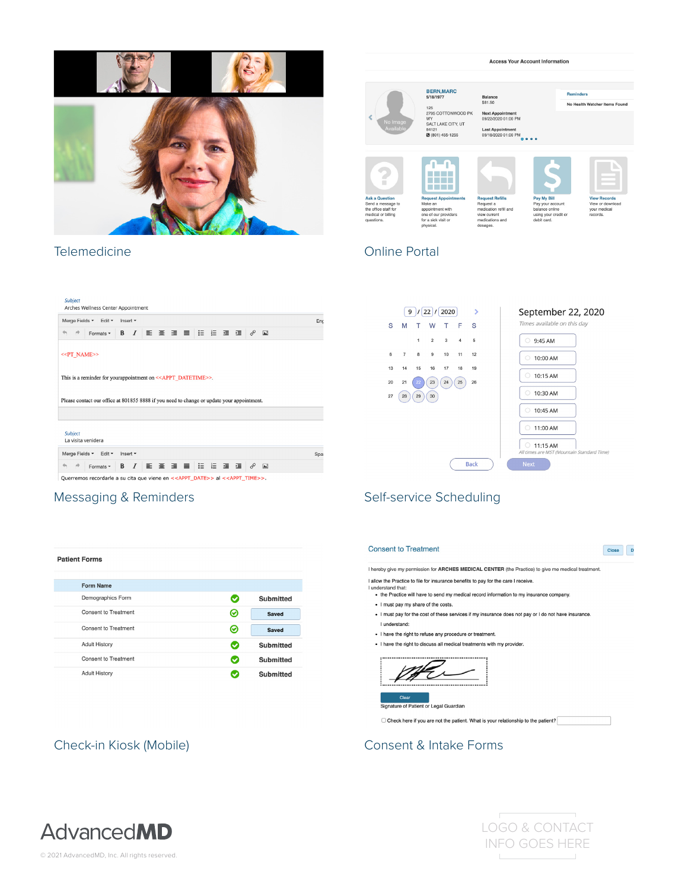Telemedicine

Online Portal

Messaging & Reminders

Self-service Scheduling

Check-in Kiosk (Mobile)

Consent & Intake Forms

AdvancedMD

© 2021 AdvancedMD, Inc. All rights reserved.

LOGO & CONTACT INFO GOES HERE